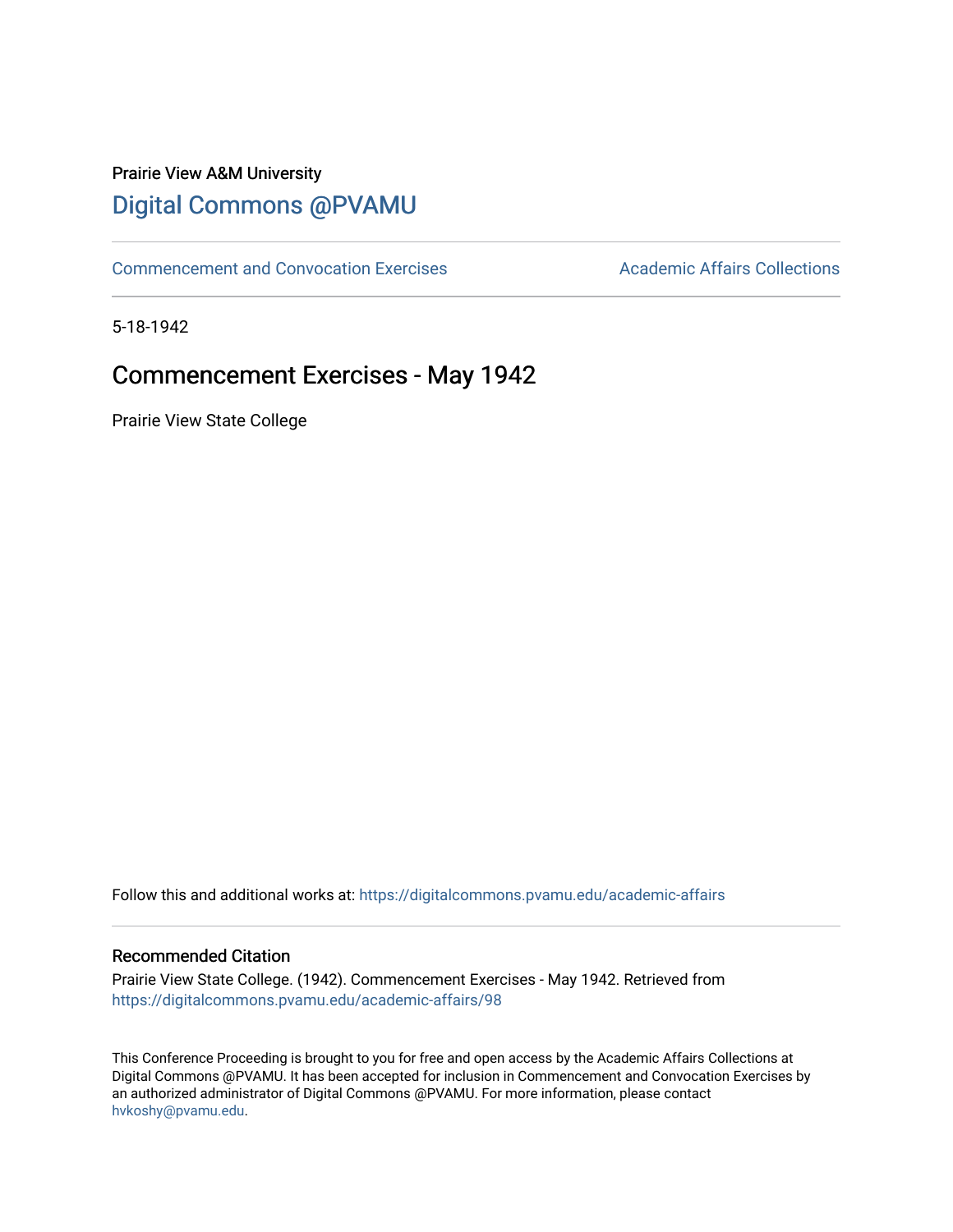Prairie View A&M University

# Digital Commons @PVAMU

Commencement and Convocation Exercises | Academic Affairs Collections

5-18-1942

## Commencement Exercises - May 1942

Prairie View State College

Follow this and additional works at: https://digitalcommons.pvamu.edu/academic-affairs

### Recommended Citation

Prairie View State College. (1942). Commencement Exercises - May 1942. Retrieved from https://digitalcommons.pvamu.edu/academic-affairs/98

This Conference Proceeding is brought to you for free and open access by the Academic Affairs Collections at Digital Commons @PVAMU. It has been accepted for inclusion in Commencement and Convocation Exercises by an authorized administrator of Digital Commons @PVAMU. For more information, please contact hvkoshy@pvamu.edu.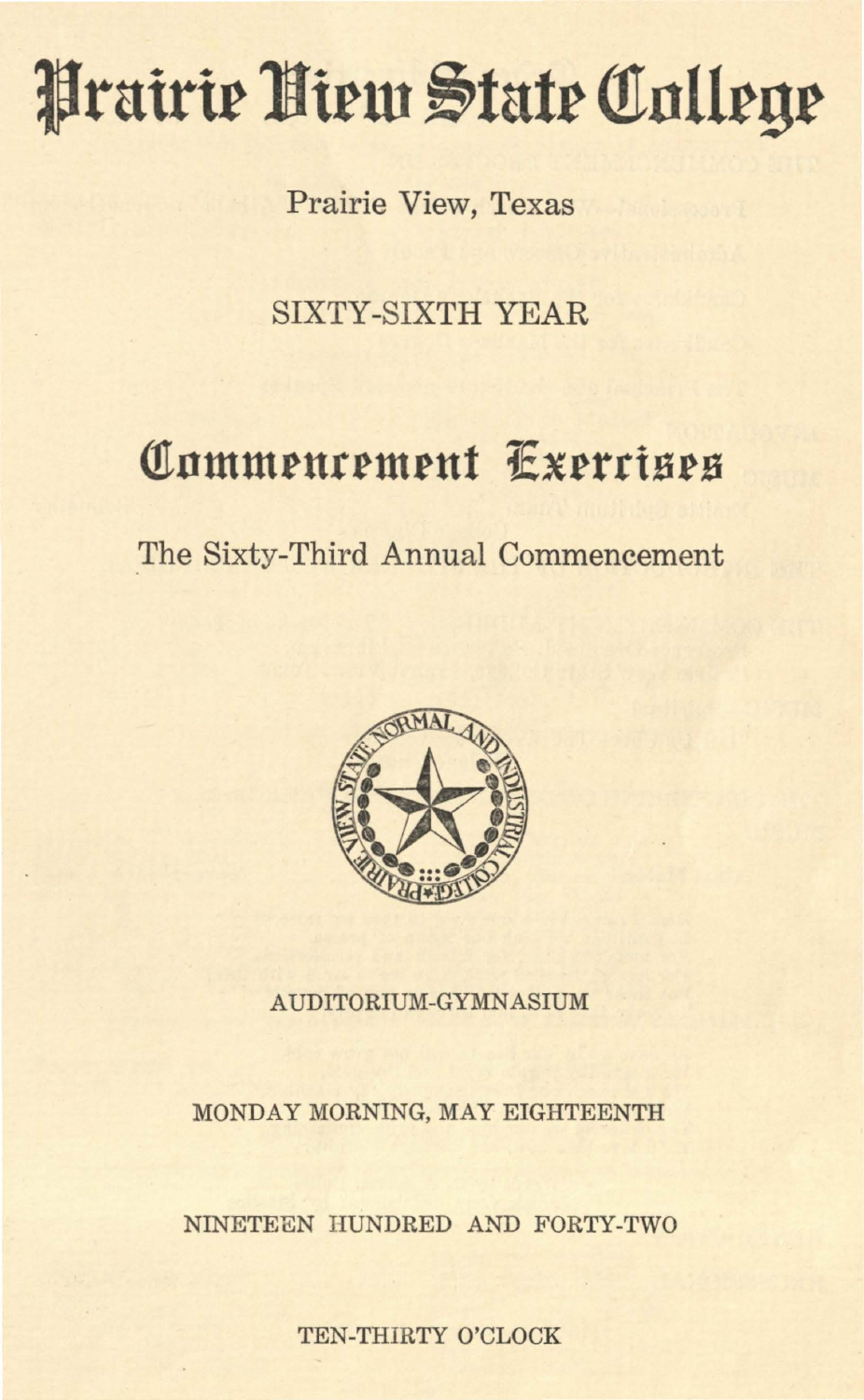# Prairie View State College

Prairie View, Texas

SIXTY-SIXTH YEAR

## Commencement Exercises

The Sixty-Third Annual Commencement

AUDITORIUM-GYMNASIUM

MONDAY MORNING, MAY EIGHTEENTH

NINETEEN HUNDRED AND FORTY-TWO

TEN-THIRTY O'CLOCK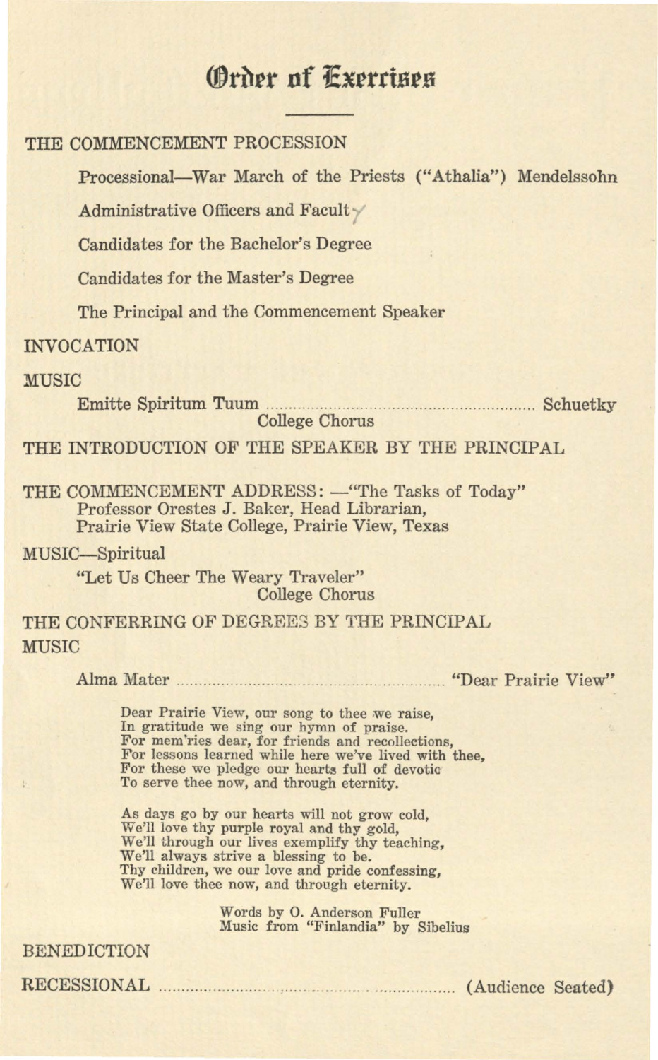# Order of Exercises

THE COMMENCEMENT PROCESSION

Processional—War March of the Priests ("Athalia") Mendelssohn

Administrative Officers and Faculty

Candidates for the Bachelor's Degree

Candidates for the Master's Degree

The Principal and the Commencement Speaker

INVOCATION

MUSIC

Emitte Spiritum Tuum .................................................. Schuetky
College Chorus

THE INTRODUCTION OF THE SPEAKER BY THE PRINCIPAL

THE COMMENCEMENT ADDRESS: —"The Tasks of Today"
Professor Orestes J. Baker, Head Librarian,
Prairie View State College, Prairie View, Texas

MUSIC—Spiritual

"Let Us Cheer The Weary Traveler"
College Chorus

THE CONFERRING OF DEGREES BY THE PRINCIPAL

MUSIC

Alma Mater .................................................. "Dear Prairie View"

Dear Prairie View, our song to thee we raise,
In gratitude we sing our hymn of praise.
For mem'ries dear, for friends and recollections,
For lessons learned while here we've lived with thee,
For these we pledge our hearts full of devotio
To serve thee now, and through eternity.

As days go by our hearts will not grow cold,
We'll love thy purple royal and thy gold,
We'll through our lives exemplify thy teaching,
We'll always strive a blessing to be.
Thy children, we our love and pride confessing,
We'll love thee now, and through eternity.

Words by O. Anderson Fuller
Music from "Finlandia" by Sibelius

BENEDICTION

RECESSIONAL .................................................. (Audience Seated)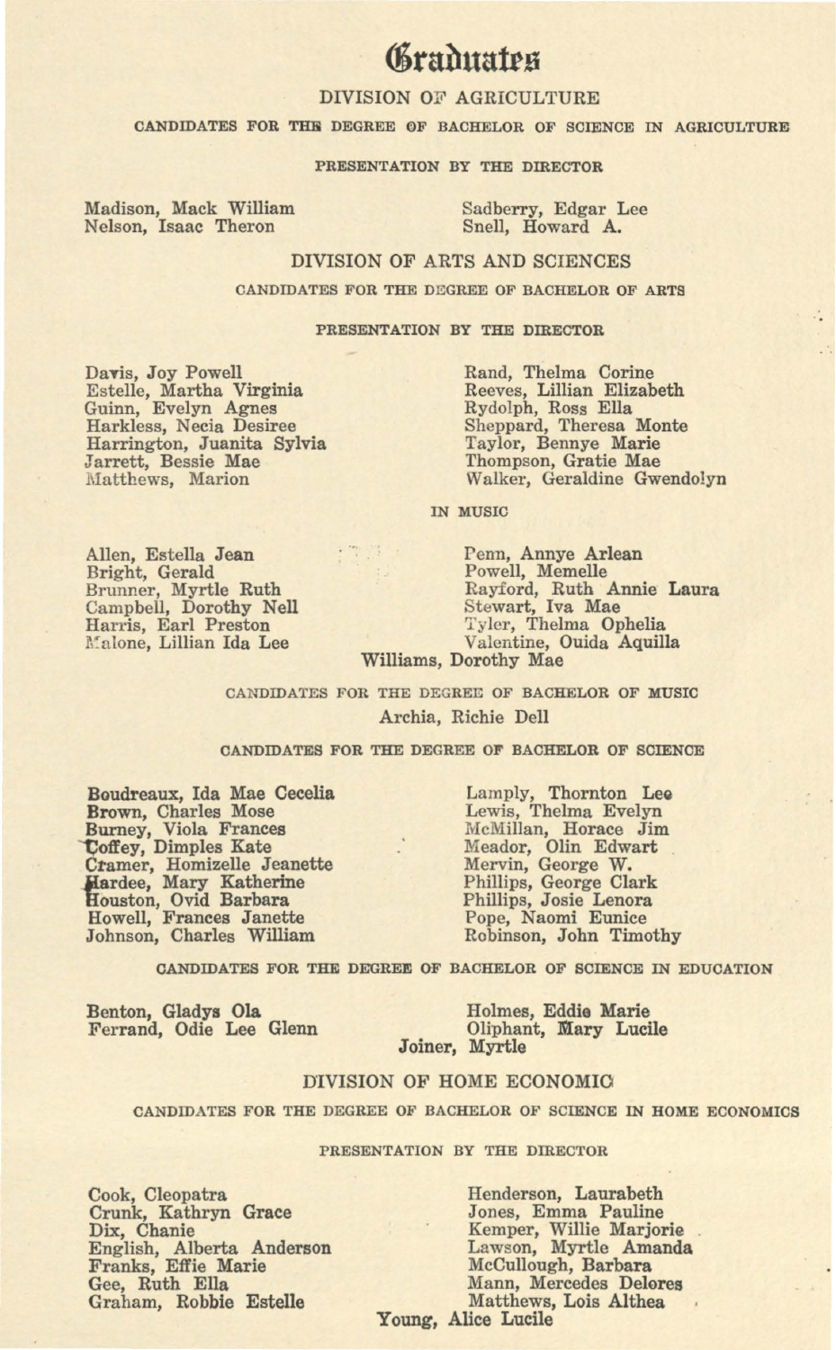# Graduates

## DIVISION OF AGRICULTURE

### CANDIDATES FOR THE DEGREE OF BACHELOR OF SCIENCE IN AGRICULTURE

PRESENTATION BY THE DIRECTOR

Madison, Mack William
Nelson, Isaac Theron
Sadberry, Edgar Lee
Snell, Howard A.

## DIVISION OF ARTS AND SCIENCES

### CANDIDATES FOR THE DEGREE OF BACHELOR OF ARTS

PRESENTATION BY THE DIRECTOR

Davis, Joy Powell
Estelle, Martha Virginia
Guinn, Evelyn Agnes
Harkless, Necia Desiree
Harrington, Juanita Sylvia
Jarrett, Bessie Mae
Matthews, Marion
Rand, Thelma Corine
Reeves, Lillian Elizabeth
Rydolph, Ross Ella
Sheppard, Theresa Monte
Taylor, Bennye Marie
Thompson, Gratie Mae
Walker, Geraldine Gwendolyn

IN MUSIC

Allen, Estella Jean
Bright, Gerald
Brunner, Myrtle Ruth
Campbell, Dorothy Nell
Harris, Earl Preston
Malone, Lillian Ida Lee
Penn, Annye Arlean
Powell, Memelle
Rayford, Ruth Annie Laura
Stewart, Iva Mae
Tyler, Thelma Ophelia
Valentine, Ouida Aquilla
Williams, Dorothy Mae

### CANDIDATES FOR THE DEGREE OF BACHELOR OF MUSIC

Archia, Richie Dell

### CANDIDATES FOR THE DEGREE OF BACHELOR OF SCIENCE

Boudreaux, Ida Mae Cecelia
Brown, Charles Mose
Burney, Viola Frances
Coffey, Dimples Kate
Cramer, Homizelle Jeanette
Hardee, Mary Katherine
Houston, Ovid Barbara
Howell, Frances Janette
Johnson, Charles William
Lamply, Thornton Lee
Lewis, Thelma Evelyn
McMillan, Horace Jim
Meador, Olin Edwart
Mervin, George W.
Phillips, George Clark
Phillips, Josie Lenora
Pope, Naomi Eunice
Robinson, John Timothy

### CANDIDATES FOR THE DEGREE OF BACHELOR OF SCIENCE IN EDUCATION

Benton, Gladys Ola
Ferrand, Odie Lee Glenn
Holmes, Eddie Marie
Oliphant, Mary Lucile
Joiner, Myrtle

## DIVISION OF HOME ECONOMIC

### CANDIDATES FOR THE DEGREE OF BACHELOR OF SCIENCE IN HOME ECONOMICS

PRESENTATION BY THE DIRECTOR

Cook, Cleopatra
Crunk, Kathryn Grace
Dix, Chanie
English, Alberta Anderson
Franks, Effie Marie
Gee, Ruth Ella
Graham, Robbie Estelle
Henderson, Laurabeth
Jones, Emma Pauline
Kemper, Willie Marjorie
Lawson, Myrtle Amanda
McCullough, Barbara
Mann, Mercedes Delores
Matthews, Lois Althea
Young, Alice Lucile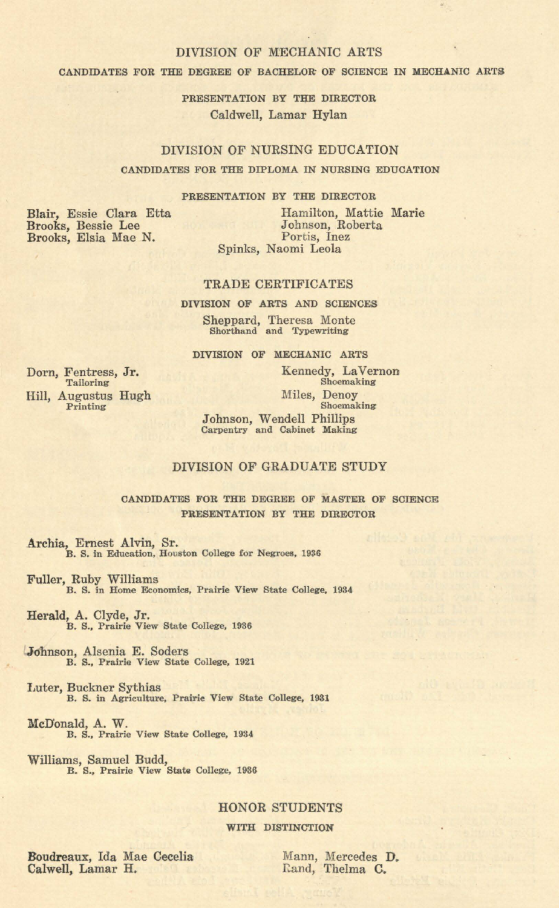## DIVISION OF MECHANIC ARTS

### CANDIDATES FOR THE DEGREE OF BACHELOR OF SCIENCE IN MECHANIC ARTS

PRESENTATION BY THE DIRECTOR

Caldwell, Lamar Hylan

## DIVISION OF NURSING EDUCATION

### CANDIDATES FOR THE DIPLOMA IN NURSING EDUCATION

PRESENTATION BY THE DIRECTOR

Blair, Essie Clara Etta
Brooks, Bessie Lee
Brooks, Elsia Mae N.
Hamilton, Mattie Marie
Johnson, Roberta
Portis, Inez
Spinks, Naomi Leola

## TRADE CERTIFICATES

### DIVISION OF ARTS AND SCIENCES

Sheppard, Theresa Monte
Shorthand and Typewriting

### DIVISION OF MECHANIC ARTS

Dorn, Fentress, Jr.
Tailoring

Hill, Augustus Hugh
Printing

Kennedy, LaVernon
Shoemaking

Miles, Denoy
Shoemaking

Johnson, Wendell Phillips
Carpentry and Cabinet Making

## DIVISION OF GRADUATE STUDY

### CANDIDATES FOR THE DEGREE OF MASTER OF SCIENCE

PRESENTATION BY THE DIRECTOR

Archia, Ernest Alvin, Sr.
B. S. in Education, Houston College for Negroes, 1936

Fuller, Ruby Williams
B. S. in Home Economics, Prairie View State College, 1934

Herald, A. Clyde, Jr.
B. S., Prairie View State College, 1936

Johnson, Alsenia E. Soders
B. S., Prairie View State College, 1921

Luter, Buckner Sythias
B. S. in Agriculture, Prairie View State College, 1931

McDonald, A. W.
B. S., Prairie View State College, 1934

Williams, Samuel Budd,
B. S., Prairie View State College, 1936

## HONOR STUDENTS

### WITH DISTINCTION

Boudreaux, Ida Mae Cecelia
Calwell, Lamar H.
Mann, Mercedes D.
Rand, Thelma C.